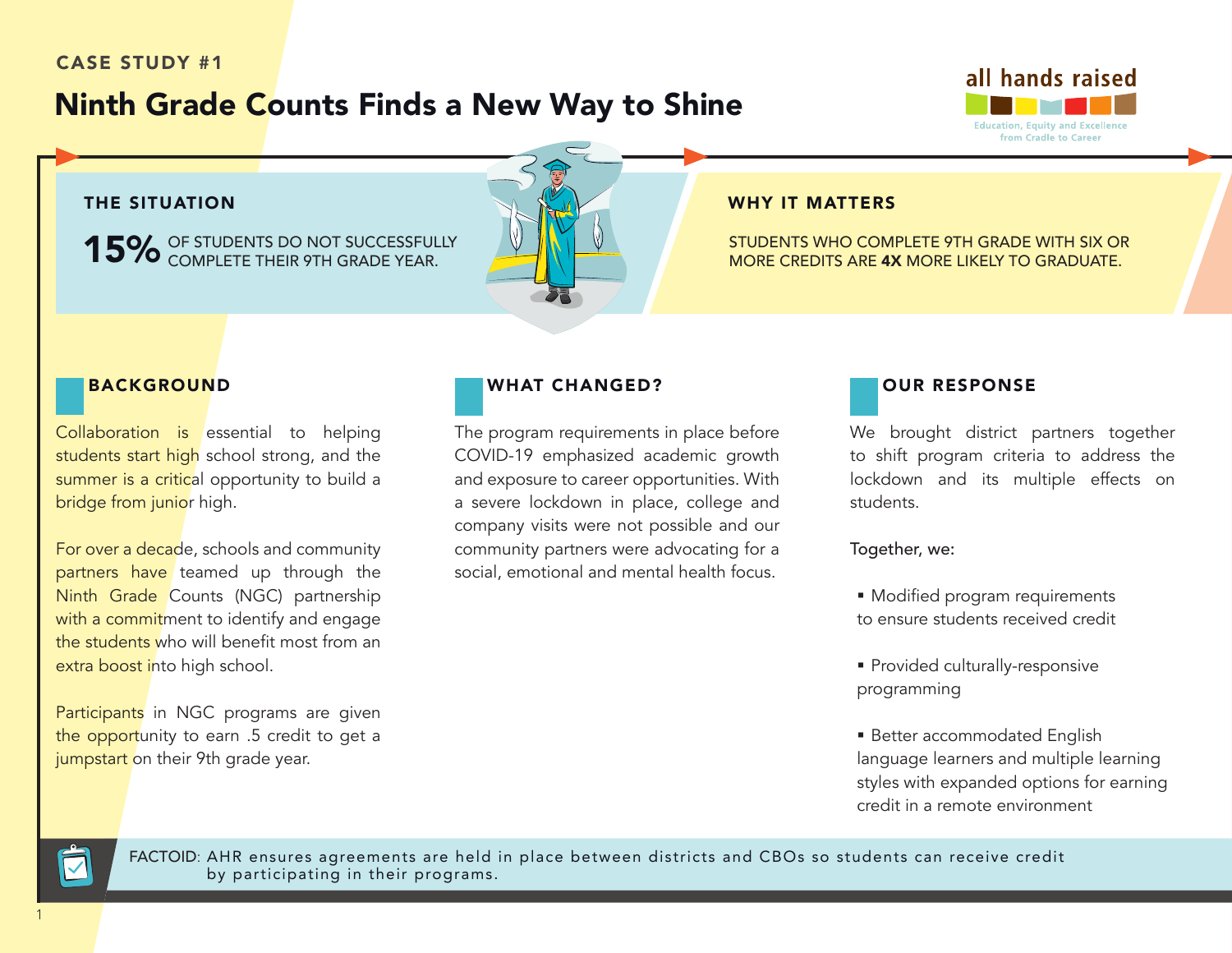CASE STUDY #1

# Ninth Grade Counts Finds a New Way to Shine

all hands raised

Education, Equity and Excellence from Cradle to Career

## THE SITUATION

**15%** OF STUDENTS DO NOT SUCCESSFULLY COMPLETE THEIR 9TH GRADE YEAR.

## WHY IT MATTERS

STUDENTS WHO COMPLETE 9TH GRADE WITH SIX OR MORE CREDITS ARE **4X** MORE LIKELY TO GRADUATE.

## BACKGROUND

Collaboration is essential to helping students start high school strong, and the summer is a critical opportunity to build a bridge from junior high.

For over a decade, schools and community partners have teamed up through the Ninth Grade Counts (NGC) partnership with a commitment to identify and engage the students who will benefit most from an extra boost into high school.

Participants in NGC programs are given the opportunity to earn .5 credit to get a jumpstart on their 9th grade year.

## WHAT CHANGED?

The program requirements in place before COVID-19 emphasized academic growth and exposure to career opportunities. With a severe lockdown in place, college and company visits were not possible and our community partners were advocating for a social, emotional and mental health focus.

## OUR RESPONSE

We brought district partners together to shift program criteria to address the lockdown and its multiple effects on students.

Together, we:

- Modified program requirements to ensure students received credit
- Provided culturally-responsive programming
- Better accommodated English language learners and multiple learning styles with expanded options for earning credit in a remote environment

FACTOID: AHR ensures agreements are held in place between districts and CBOs so students can receive credit by participating in their programs.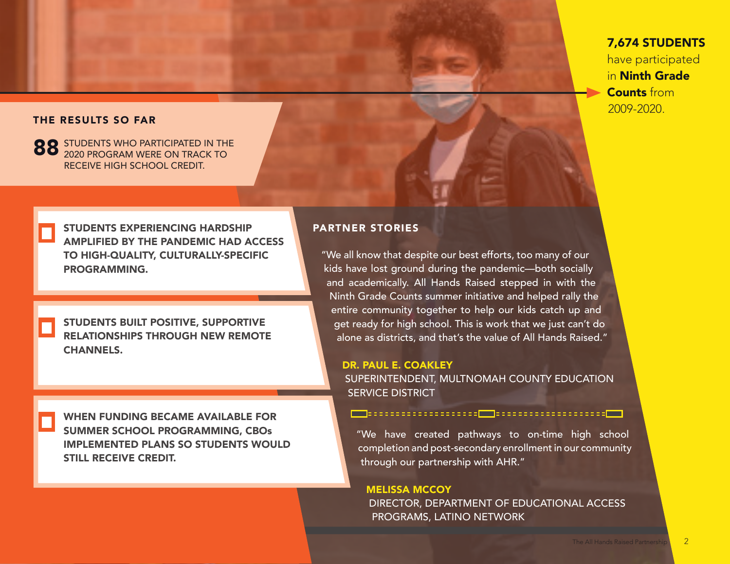**7,674 STUDENTS** have participated in **Ninth Grade Counts** from 2009-2020.

## THE RESULTS SO FAR

**88** STUDENTS WHO PARTICIPATED IN THE 2020 PROGRAM WERE ON TRACK TO RECEIVE HIGH SCHOOL CREDIT.

- **STUDENTS EXPERIENCING HARDSHIP AMPLIFIED BY THE PANDEMIC HAD ACCESS TO HIGH-QUALITY, CULTURALLY-SPECIFIC PROGRAMMING.**
- **STUDENTS BUILT POSITIVE, SUPPORTIVE RELATIONSHIPS THROUGH NEW REMOTE CHANNELS.**
- **WHEN FUNDING BECAME AVAILABLE FOR SUMMER SCHOOL PROGRAMMING, CBOs IMPLEMENTED PLANS SO STUDENTS WOULD STILL RECEIVE CREDIT.**

## PARTNER STORIES

"We all know that despite our best efforts, too many of our kids have lost ground during the pandemic—both socially and academically. All Hands Raised stepped in with the Ninth Grade Counts summer initiative and helped rally the entire community together to help our kids catch up and get ready for high school. This is work that we just can't do alone as districts, and that's the value of All Hands Raised."

**DR. PAUL E. COAKLEY**
SUPERINTENDENT, MULTNOMAH COUNTY EDUCATION SERVICE DISTRICT

"We have created pathways to on-time high school completion and post-secondary enrollment in our community through our partnership with AHR."

**MELISSA MCCOY**
DIRECTOR, DEPARTMENT OF EDUCATIONAL ACCESS PROGRAMS, LATINO NETWORK